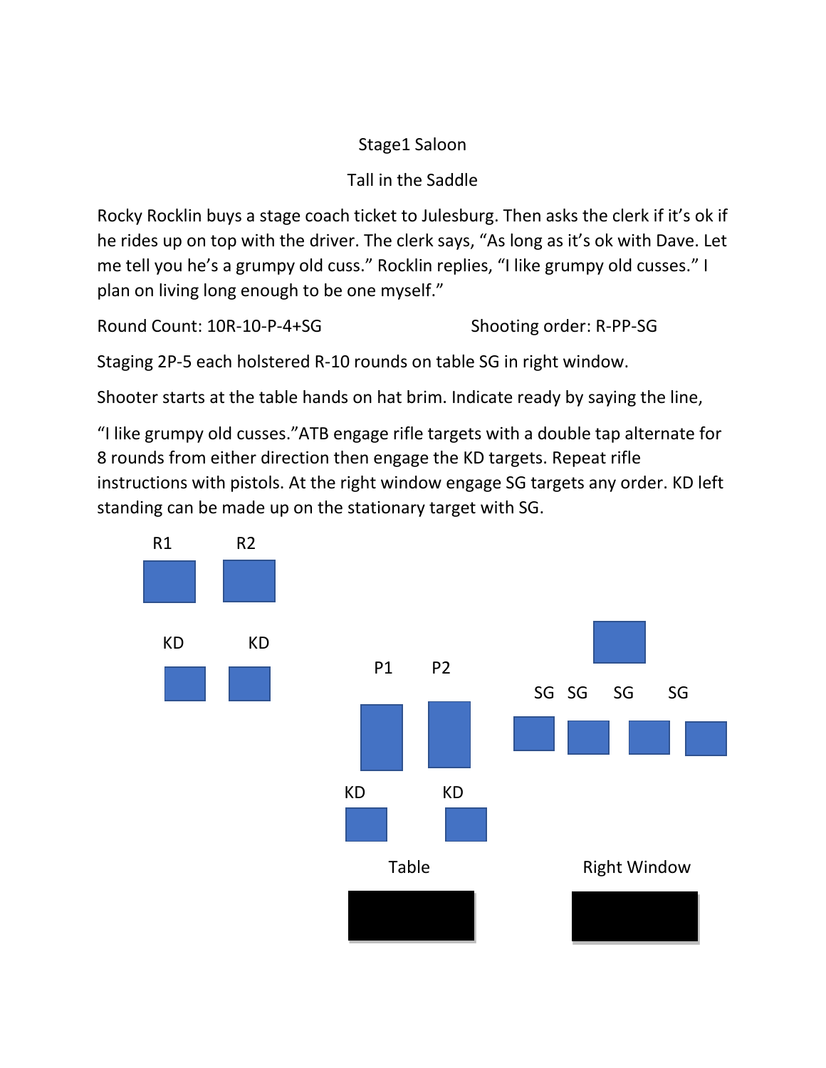# Stage1 Saloon

## Tall in the Saddle

Rocky Rocklin buys a stage coach ticket to Julesburg. Then asks the clerk if it's ok if he rides up on top with the driver. The clerk says, "As long as it's ok with Dave. Let me tell you he's a grumpy old cuss." Rocklin replies, "I like grumpy old cusses." I plan on living long enough to be one myself."

Round Count: 10R-10-P-4+SG                          Shooting order: R-PP-SG

Staging 2P-5 each holstered R-10 rounds on table SG in right window.

Shooter starts at the table hands on hat brim. Indicate ready by saying the line,

"I like grumpy old cusses."ATB engage rifle targets with a double tap alternate for 8 rounds from either direction then engage the KD targets. Repeat rifle instructions with pistols. At the right window engage SG targets any order. KD left standing can be made up on the stationary target with SG.

R1 R2

KD KD

P1 P2

SG SG SG SG

KD KD

Table

Right Window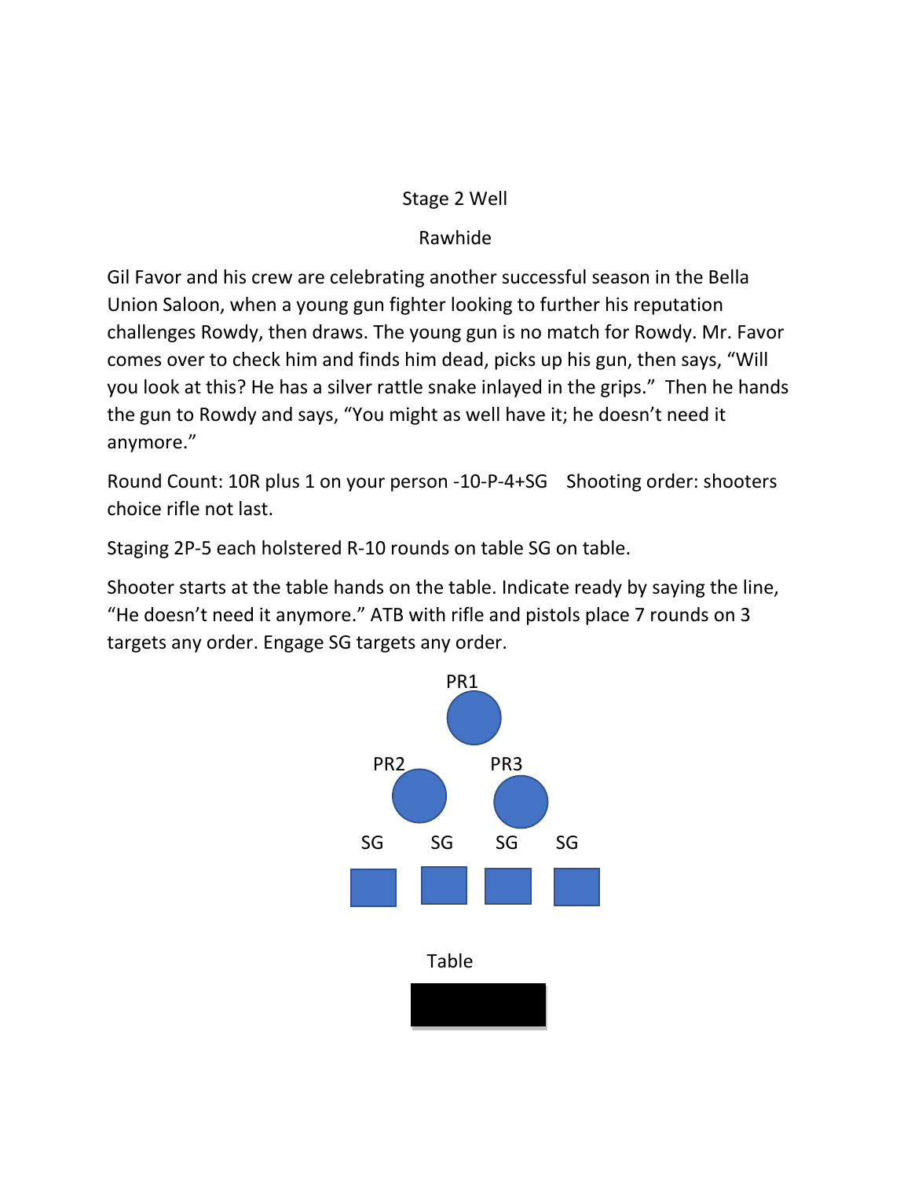# Stage 2 Well

## Rawhide

Gil Favor and his crew are celebrating another successful season in the Bella Union Saloon, when a young gun fighter looking to further his reputation challenges Rowdy, then draws. The young gun is no match for Rowdy. Mr. Favor comes over to check him and finds him dead, picks up his gun, then says, “Will you look at this? He has a silver rattle snake inlayed in the grips.” Then he hands the gun to Rowdy and says, “You might as well have it; he doesn’t need it anymore.”

Round Count: 10R plus 1 on your person -10-P-4+SG   Shooting order: shooters choice rifle not last.

Staging 2P-5 each holstered R-10 rounds on table SG on table.

Shooter starts at the table hands on the table. Indicate ready by saying the line, “He doesn’t need it anymore.” ATB with rifle and pistols place 7 rounds on 3 targets any order. Engage SG targets any order.

PR1

PR2   PR3

SG   SG   SG   SG

Table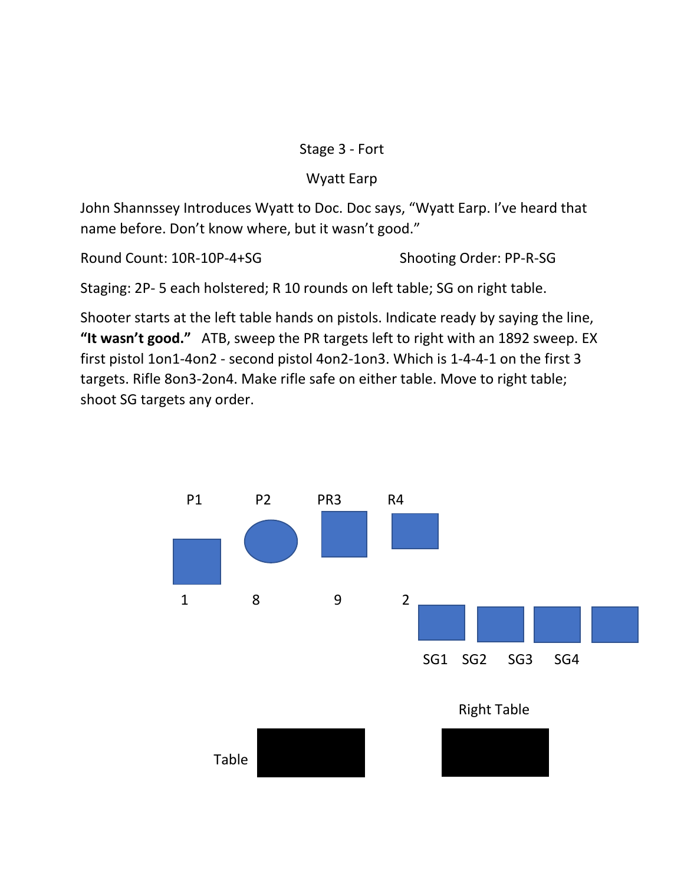Stage 3 - Fort

Wyatt Earp

John Shannssey Introduces Wyatt to Doc. Doc says, "Wyatt Earp. I've heard that name before. Don't know where, but it wasn't good."

Round Count: 10R-10P-4+SG Shooting Order: PP-R-SG

Staging: 2P- 5 each holstered; R 10 rounds on left table; SG on right table.

Shooter starts at the left table hands on pistols. Indicate ready by saying the line, **"It wasn't good."** ATB, sweep the PR targets left to right with an 1892 sweep. EX first pistol 1on1-4on2 - second pistol 4on2-1on3. Which is 1-4-4-1 on the first 3 targets. Rifle 8on3-2on4. Make rifle safe on either table. Move to right table; shoot SG targets any order.

P1 P2 PR3 R4

1 8 9 2

SG1 SG2 SG3 SG4

Right Table

Table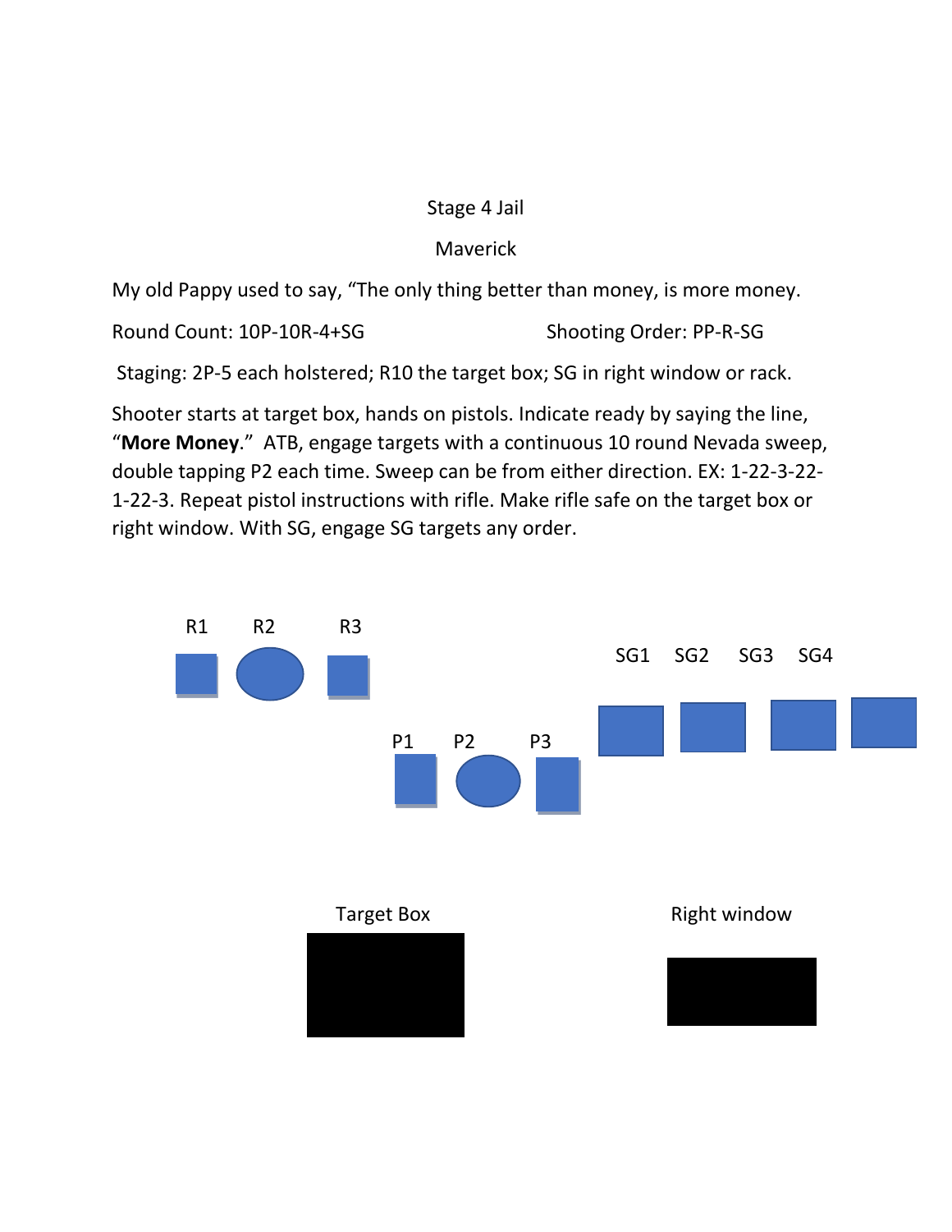# Stage 4 Jail

## Maverick

My old Pappy used to say, "The only thing better than money, is more money.

Round Count: 10P-10R-4+SG

Shooting Order: PP-R-SG

Staging: 2P-5 each holstered; R10 the target box; SG in right window or rack.

Shooter starts at target box, hands on pistols. Indicate ready by saying the line, "**More Money**." ATB, engage targets with a continuous 10 round Nevada sweep, double tapping P2 each time. Sweep can be from either direction. EX: 1-22-3-22-1-22-3. Repeat pistol instructions with rifle. Make rifle safe on the target box or right window. With SG, engage SG targets any order.

R1 R2 R3

SG1 SG2 SG3 SG4

P1 P2 P3

Target Box

Right window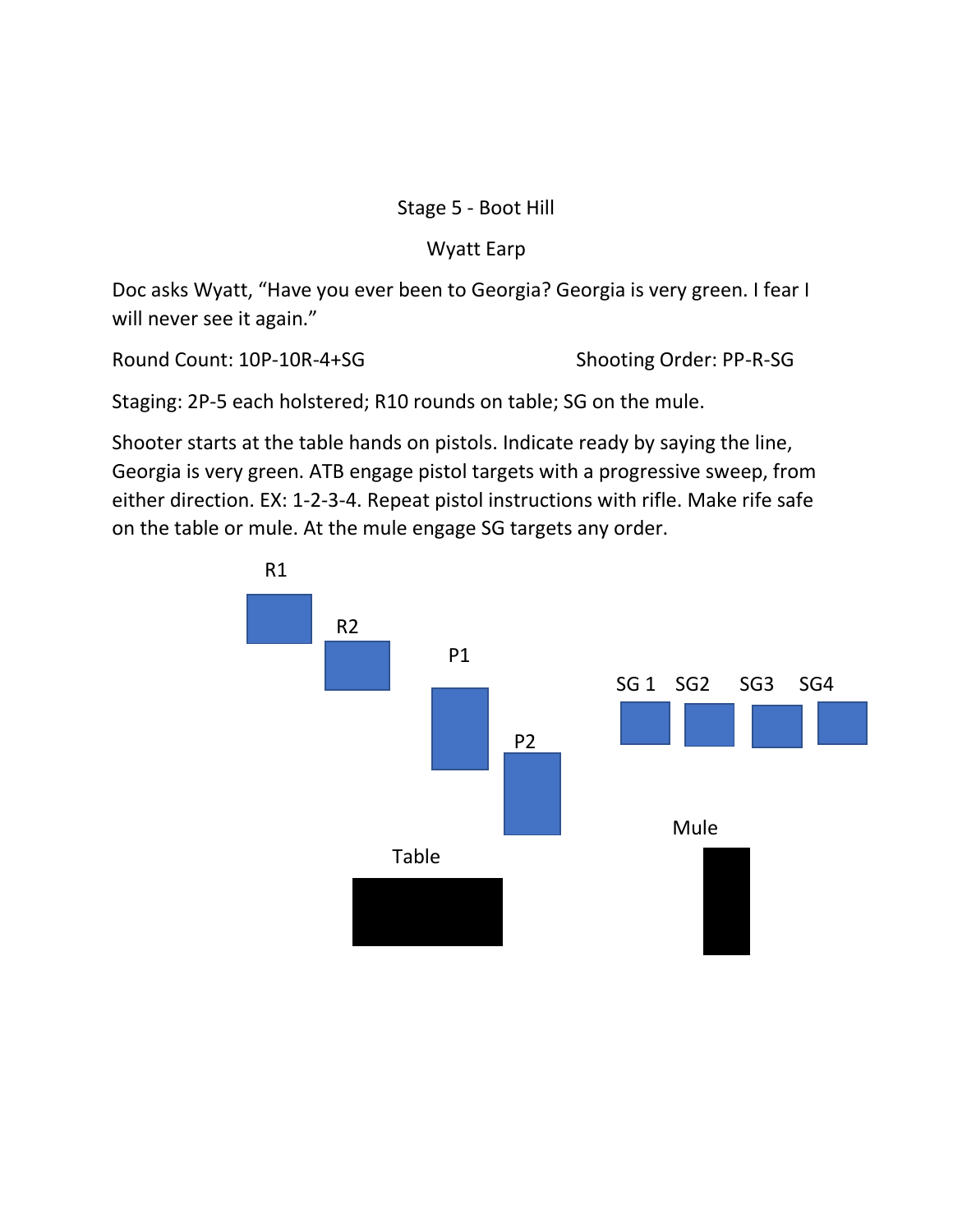Stage 5 - Boot Hill

Wyatt Earp

Doc asks Wyatt, "Have you ever been to Georgia? Georgia is very green. I fear I will never see it again."

Round Count: 10P-10R-4+SG

Shooting Order: PP-R-SG

Staging: 2P-5 each holstered; R10 rounds on table; SG on the mule.

Shooter starts at the table hands on pistols. Indicate ready by saying the line, Georgia is very green. ATB engage pistol targets with a progressive sweep, from either direction. EX: 1-2-3-4. Repeat pistol instructions with rifle. Make rife safe on the table or mule. At the mule engage SG targets any order.

R1

R2

P1

P2

SG 1 SG2 SG3 SG4

Table

Mule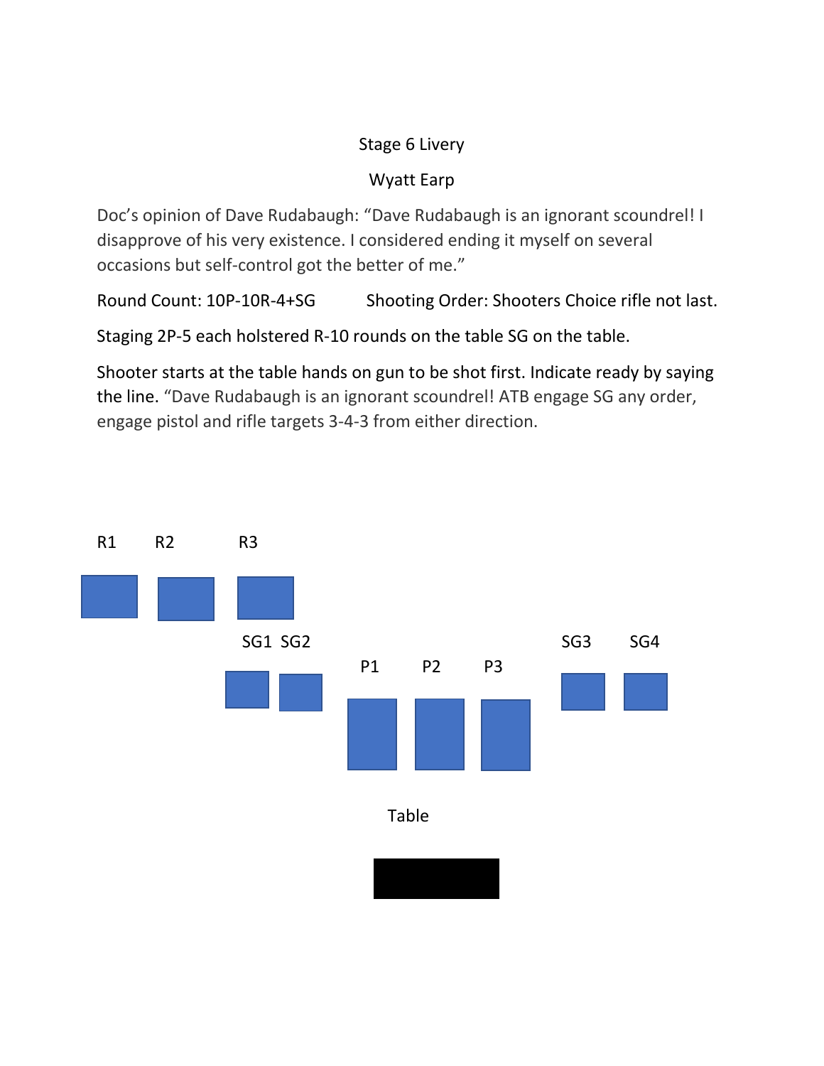Stage 6 Livery

Wyatt Earp

Doc's opinion of Dave Rudabaugh: "Dave Rudabaugh is an ignorant scoundrel! I disapprove of his very existence. I considered ending it myself on several occasions but self-control got the better of me."

Round Count: 10P-10R-4+SG Shooting Order: Shooters Choice rifle not last.

Staging 2P-5 each holstered R-10 rounds on the table SG on the table.

Shooter starts at the table hands on gun to be shot first. Indicate ready by saying the line. "Dave Rudabaugh is an ignorant scoundrel! ATB engage SG any order, engage pistol and rifle targets 3-4-3 from either direction.

R1 R2 R3

SG1 SG2

P1 P2 P3

SG3 SG4

Table